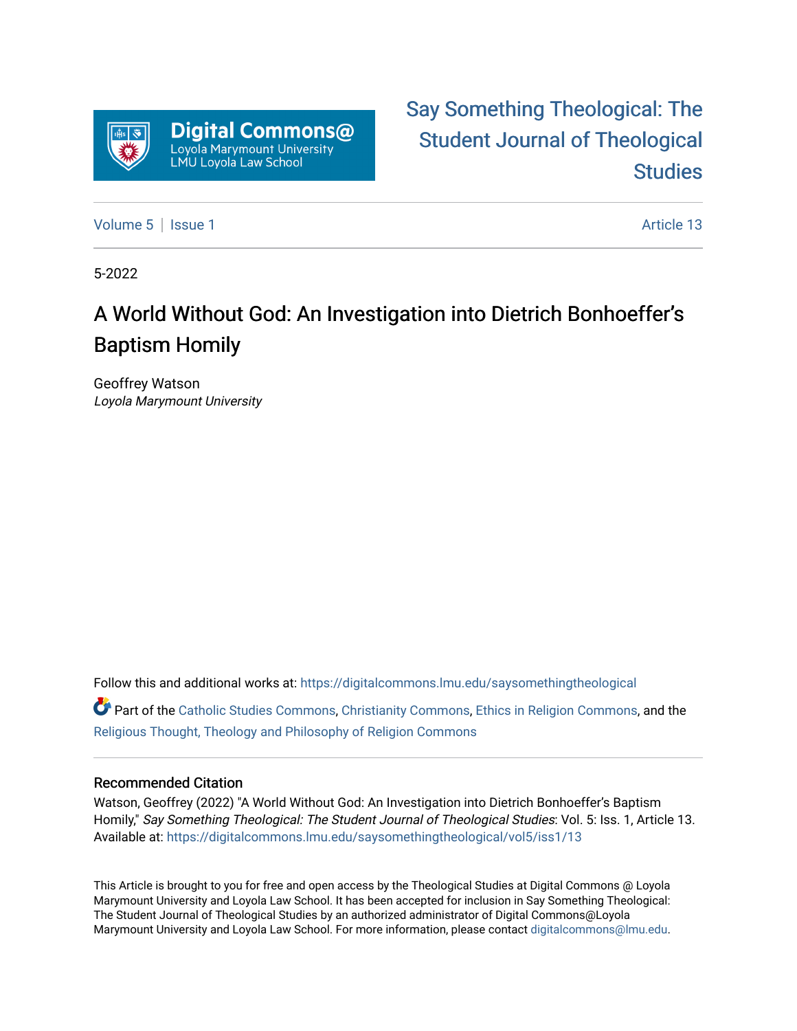Digital Commons@ Loyola Marymount University LMU Loyola Law School

Say Something Theological: The Student Journal of Theological Studies

Volume 5 | Issue 1 — Article 13

5-2022

# A World Without God: An Investigation into Dietrich Bonhoeffer's Baptism Homily

Geoffrey Watson
*Loyola Marymount University*

Follow this and additional works at: https://digitalcommons.lmu.edu/saysomethingtheological

Part of the Catholic Studies Commons, Christianity Commons, Ethics in Religion Commons, and the Religious Thought, Theology and Philosophy of Religion Commons

## Recommended Citation

Watson, Geoffrey (2022) "A World Without God: An Investigation into Dietrich Bonhoeffer's Baptism Homily," *Say Something Theological: The Student Journal of Theological Studies*: Vol. 5: Iss. 1, Article 13.
Available at: https://digitalcommons.lmu.edu/saysomethingtheological/vol5/iss1/13

This Article is brought to you for free and open access by the Theological Studies at Digital Commons @ Loyola Marymount University and Loyola Law School. It has been accepted for inclusion in Say Something Theological: The Student Journal of Theological Studies by an authorized administrator of Digital Commons@Loyola Marymount University and Loyola Law School. For more information, please contact digitalcommons@lmu.edu.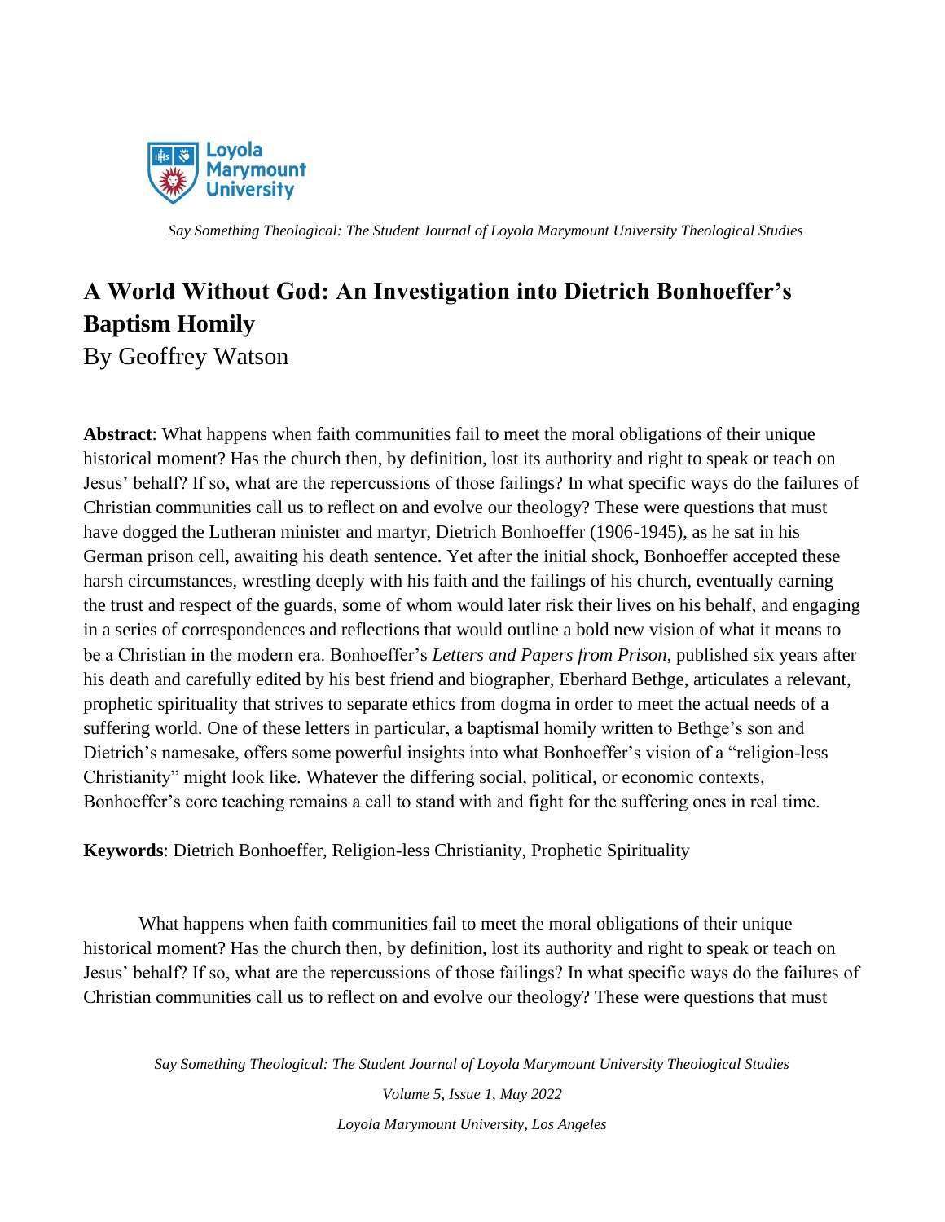# A World Without God: An Investigation into Dietrich Bonhoeffer's Baptism Homily

By Geoffrey Watson

**Abstract**: What happens when faith communities fail to meet the moral obligations of their unique historical moment? Has the church then, by definition, lost its authority and right to speak or teach on Jesus' behalf? If so, what are the repercussions of those failings? In what specific ways do the failures of Christian communities call us to reflect on and evolve our theology? These were questions that must have dogged the Lutheran minister and martyr, Dietrich Bonhoeffer (1906-1945), as he sat in his German prison cell, awaiting his death sentence. Yet after the initial shock, Bonhoeffer accepted these harsh circumstances, wrestling deeply with his faith and the failings of his church, eventually earning the trust and respect of the guards, some of whom would later risk their lives on his behalf, and engaging in a series of correspondences and reflections that would outline a bold new vision of what it means to be a Christian in the modern era. Bonhoeffer's *Letters and Papers from Prison*, published six years after his death and carefully edited by his best friend and biographer, Eberhard Bethge, articulates a relevant, prophetic spirituality that strives to separate ethics from dogma in order to meet the actual needs of a suffering world. One of these letters in particular, a baptismal homily written to Bethge's son and Dietrich's namesake, offers some powerful insights into what Bonhoeffer's vision of a "religion-less Christianity" might look like. Whatever the differing social, political, or economic contexts, Bonhoeffer's core teaching remains a call to stand with and fight for the suffering ones in real time.

**Keywords**: Dietrich Bonhoeffer, Religion-less Christianity, Prophetic Spirituality

What happens when faith communities fail to meet the moral obligations of their unique historical moment? Has the church then, by definition, lost its authority and right to speak or teach on Jesus' behalf? If so, what are the repercussions of those failings? In what specific ways do the failures of Christian communities call us to reflect on and evolve our theology? These were questions that must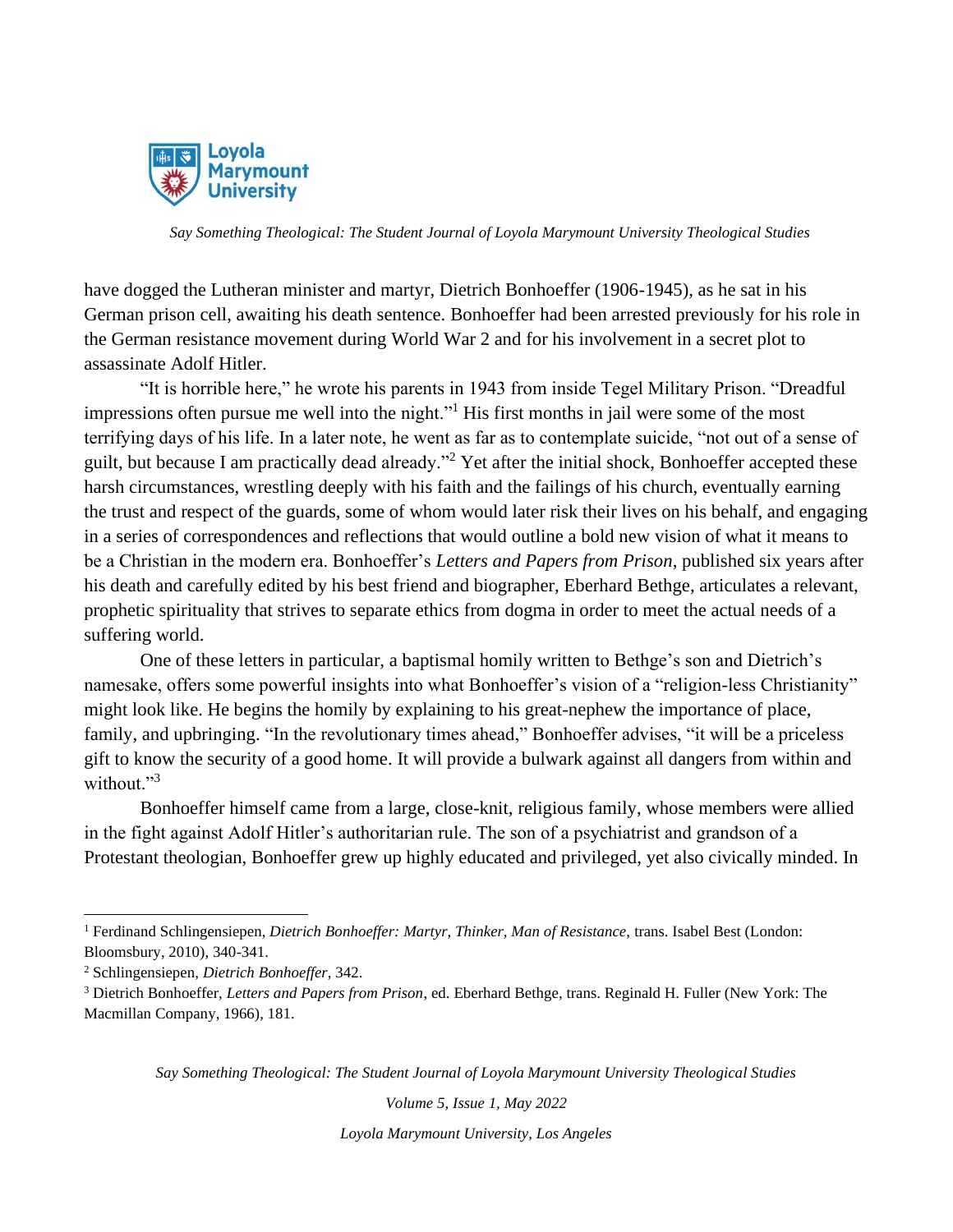have dogged the Lutheran minister and martyr, Dietrich Bonhoeffer (1906-1945), as he sat in his German prison cell, awaiting his death sentence. Bonhoeffer had been arrested previously for his role in the German resistance movement during World War 2 and for his involvement in a secret plot to assassinate Adolf Hitler.

"It is horrible here," he wrote his parents in 1943 from inside Tegel Military Prison. "Dreadful impressions often pursue me well into the night."[1] His first months in jail were some of the most terrifying days of his life. In a later note, he went as far as to contemplate suicide, "not out of a sense of guilt, but because I am practically dead already."[2] Yet after the initial shock, Bonhoeffer accepted these harsh circumstances, wrestling deeply with his faith and the failings of his church, eventually earning the trust and respect of the guards, some of whom would later risk their lives on his behalf, and engaging in a series of correspondences and reflections that would outline a bold new vision of what it means to be a Christian in the modern era. Bonhoeffer's *Letters and Papers from Prison*, published six years after his death and carefully edited by his best friend and biographer, Eberhard Bethge, articulates a relevant, prophetic spirituality that strives to separate ethics from dogma in order to meet the actual needs of a suffering world.

One of these letters in particular, a baptismal homily written to Bethge's son and Dietrich's namesake, offers some powerful insights into what Bonhoeffer's vision of a "religion-less Christianity" might look like. He begins the homily by explaining to his great-nephew the importance of place, family, and upbringing. "In the revolutionary times ahead," Bonhoeffer advises, "it will be a priceless gift to know the security of a good home. It will provide a bulwark against all dangers from within and without."[3]

Bonhoeffer himself came from a large, close-knit, religious family, whose members were allied in the fight against Adolf Hitler's authoritarian rule. The son of a psychiatrist and grandson of a Protestant theologian, Bonhoeffer grew up highly educated and privileged, yet also civically minded. In

---

[1] Ferdinand Schlingensiepen, *Dietrich Bonhoeffer: Martyr, Thinker, Man of Resistance,* trans. Isabel Best (London: Bloomsbury, 2010), 340-341.

[2] Schlingensiepen, *Dietrich Bonhoeffer*, 342.

[3] Dietrich Bonhoeffer, *Letters and Papers from Prison*, ed. Eberhard Bethge, trans. Reginald H. Fuller (New York: The Macmillan Company, 1966), 181.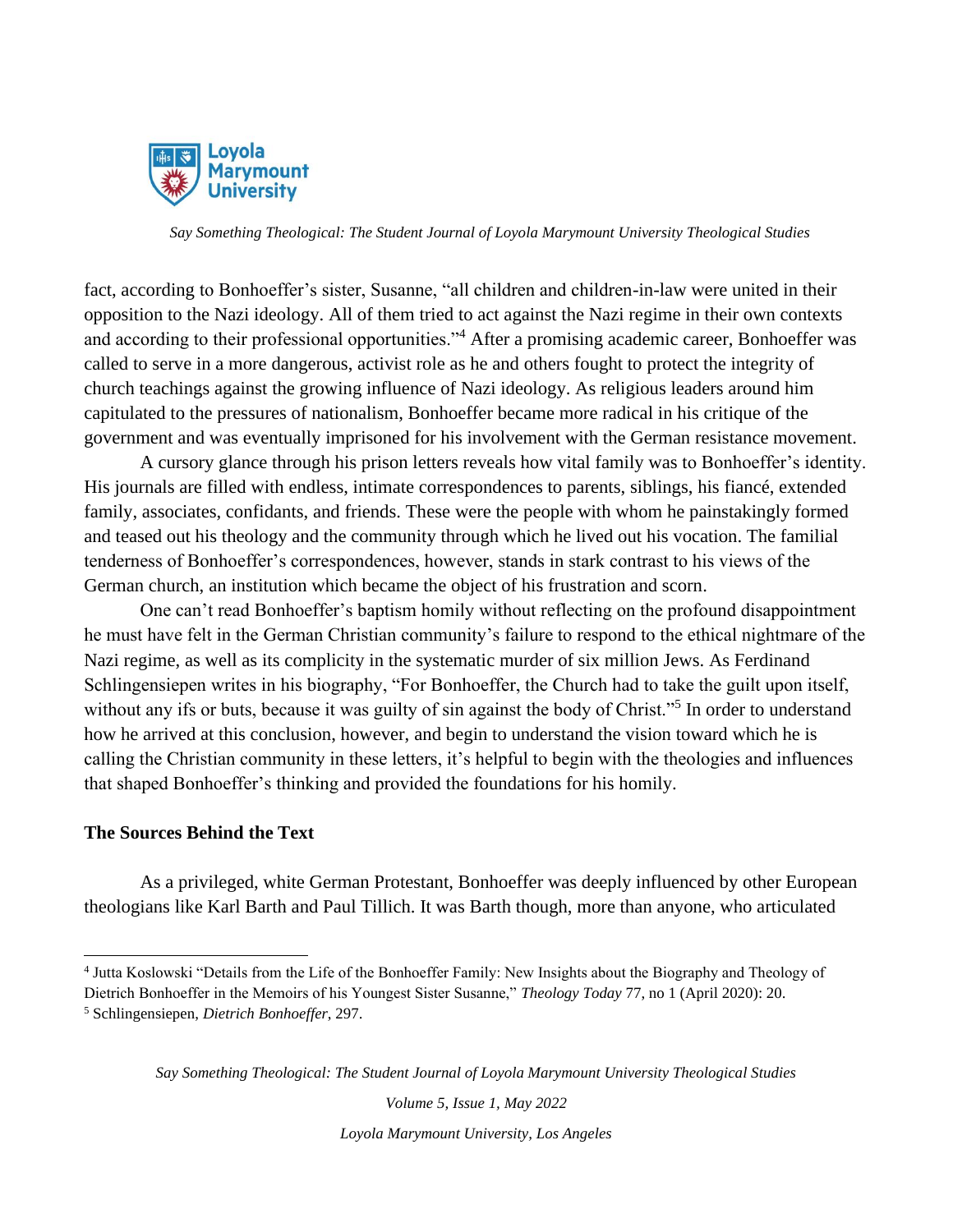fact, according to Bonhoeffer's sister, Susanne, "all children and children-in-law were united in their opposition to the Nazi ideology. All of them tried to act against the Nazi regime in their own contexts and according to their professional opportunities."[4] After a promising academic career, Bonhoeffer was called to serve in a more dangerous, activist role as he and others fought to protect the integrity of church teachings against the growing influence of Nazi ideology. As religious leaders around him capitulated to the pressures of nationalism, Bonhoeffer became more radical in his critique of the government and was eventually imprisoned for his involvement with the German resistance movement.

A cursory glance through his prison letters reveals how vital family was to Bonhoeffer's identity. His journals are filled with endless, intimate correspondences to parents, siblings, his fiancé, extended family, associates, confidants, and friends. These were the people with whom he painstakingly formed and teased out his theology and the community through which he lived out his vocation. The familial tenderness of Bonhoeffer's correspondences, however, stands in stark contrast to his views of the German church, an institution which became the object of his frustration and scorn.

One can't read Bonhoeffer's baptism homily without reflecting on the profound disappointment he must have felt in the German Christian community's failure to respond to the ethical nightmare of the Nazi regime, as well as its complicity in the systematic murder of six million Jews. As Ferdinand Schlingensiepen writes in his biography, "For Bonhoeffer, the Church had to take the guilt upon itself, without any ifs or buts, because it was guilty of sin against the body of Christ."[5] In order to understand how he arrived at this conclusion, however, and begin to understand the vision toward which he is calling the Christian community in these letters, it's helpful to begin with the theologies and influences that shaped Bonhoeffer's thinking and provided the foundations for his homily.

**The Sources Behind the Text**

As a privileged, white German Protestant, Bonhoeffer was deeply influenced by other European theologians like Karl Barth and Paul Tillich. It was Barth though, more than anyone, who articulated

---

[4] Jutta Koslowski "Details from the Life of the Bonhoeffer Family: New Insights about the Biography and Theology of Dietrich Bonhoeffer in the Memoirs of his Youngest Sister Susanne," *Theology Today* 77, no 1 (April 2020): 20.

[5] Schlingensiepen, *Dietrich Bonhoeffer*, 297.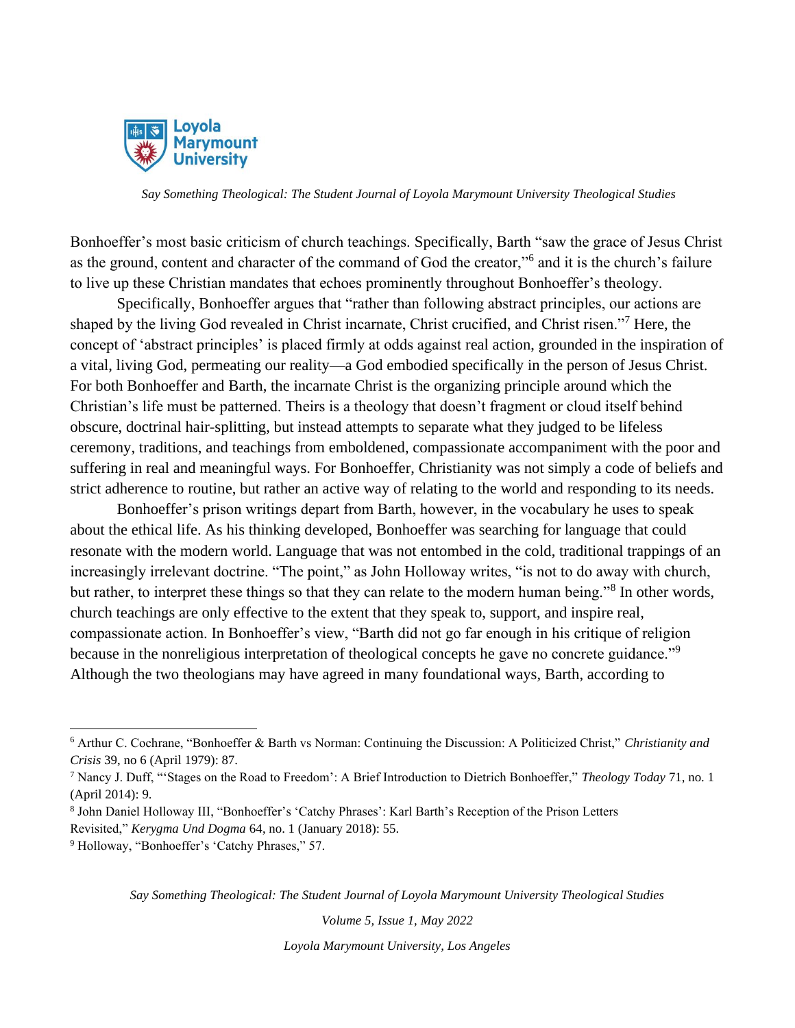Bonhoeffer's most basic criticism of church teachings. Specifically, Barth "saw the grace of Jesus Christ as the ground, content and character of the command of God the creator,"[6] and it is the church's failure to live up these Christian mandates that echoes prominently throughout Bonhoeffer's theology.

Specifically, Bonhoeffer argues that "rather than following abstract principles, our actions are shaped by the living God revealed in Christ incarnate, Christ crucified, and Christ risen."[7] Here, the concept of 'abstract principles' is placed firmly at odds against real action, grounded in the inspiration of a vital, living God, permeating our reality—a God embodied specifically in the person of Jesus Christ. For both Bonhoeffer and Barth, the incarnate Christ is the organizing principle around which the Christian's life must be patterned. Theirs is a theology that doesn't fragment or cloud itself behind obscure, doctrinal hair-splitting, but instead attempts to separate what they judged to be lifeless ceremony, traditions, and teachings from emboldened, compassionate accompaniment with the poor and suffering in real and meaningful ways. For Bonhoeffer, Christianity was not simply a code of beliefs and strict adherence to routine, but rather an active way of relating to the world and responding to its needs.

Bonhoeffer's prison writings depart from Barth, however, in the vocabulary he uses to speak about the ethical life. As his thinking developed, Bonhoeffer was searching for language that could resonate with the modern world. Language that was not entombed in the cold, traditional trappings of an increasingly irrelevant doctrine. "The point," as John Holloway writes, "is not to do away with church, but rather, to interpret these things so that they can relate to the modern human being."[8] In other words, church teachings are only effective to the extent that they speak to, support, and inspire real, compassionate action. In Bonhoeffer's view, "Barth did not go far enough in his critique of religion because in the nonreligious interpretation of theological concepts he gave no concrete guidance."[9] Although the two theologians may have agreed in many foundational ways, Barth, according to

---

[6] Arthur C. Cochrane, "Bonhoeffer & Barth vs Norman: Continuing the Discussion: A Politicized Christ," *Christianity and Crisis* 39, no 6 (April 1979): 87.

[7] Nancy J. Duff, "'Stages on the Road to Freedom': A Brief Introduction to Dietrich Bonhoeffer," *Theology Today* 71, no. 1 (April 2014): 9.

[8] John Daniel Holloway III, "Bonhoeffer's 'Catchy Phrases': Karl Barth's Reception of the Prison Letters Revisited," *Kerygma Und Dogma* 64, no. 1 (January 2018): 55.

[9] Holloway, "Bonhoeffer's 'Catchy Phrases," 57.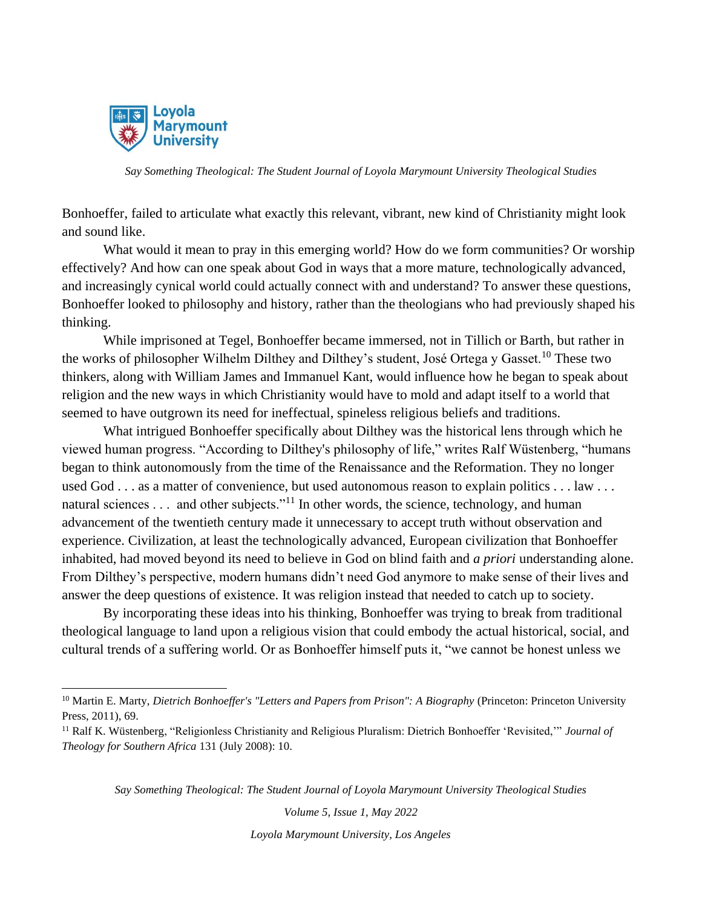Bonhoeffer, failed to articulate what exactly this relevant, vibrant, new kind of Christianity might look and sound like.

What would it mean to pray in this emerging world? How do we form communities? Or worship effectively? And how can one speak about God in ways that a more mature, technologically advanced, and increasingly cynical world could actually connect with and understand? To answer these questions, Bonhoeffer looked to philosophy and history, rather than the theologians who had previously shaped his thinking.

While imprisoned at Tegel, Bonhoeffer became immersed, not in Tillich or Barth, but rather in the works of philosopher Wilhelm Dilthey and Dilthey's student, José Ortega y Gasset.[10] These two thinkers, along with William James and Immanuel Kant, would influence how he began to speak about religion and the new ways in which Christianity would have to mold and adapt itself to a world that seemed to have outgrown its need for ineffectual, spineless religious beliefs and traditions.

What intrigued Bonhoeffer specifically about Dilthey was the historical lens through which he viewed human progress. "According to Dilthey's philosophy of life," writes Ralf Wüstenberg, "humans began to think autonomously from the time of the Renaissance and the Reformation. They no longer used God . . . as a matter of convenience, but used autonomous reason to explain politics . . . law . . . natural sciences . . . and other subjects."[11] In other words, the science, technology, and human advancement of the twentieth century made it unnecessary to accept truth without observation and experience. Civilization, at least the technologically advanced, European civilization that Bonhoeffer inhabited, had moved beyond its need to believe in God on blind faith and *a priori* understanding alone. From Dilthey's perspective, modern humans didn't need God anymore to make sense of their lives and answer the deep questions of existence. It was religion instead that needed to catch up to society.

By incorporating these ideas into his thinking, Bonhoeffer was trying to break from traditional theological language to land upon a religious vision that could embody the actual historical, social, and cultural trends of a suffering world. Or as Bonhoeffer himself puts it, "we cannot be honest unless we

---

[10] Martin E. Marty, *Dietrich Bonhoeffer's "Letters and Papers from Prison": A Biography* (Princeton: Princeton University Press, 2011), 69.

[11] Ralf K. Wüstenberg, "Religionless Christianity and Religious Pluralism: Dietrich Bonhoeffer 'Revisited,'" *Journal of Theology for Southern Africa* 131 (July 2008): 10.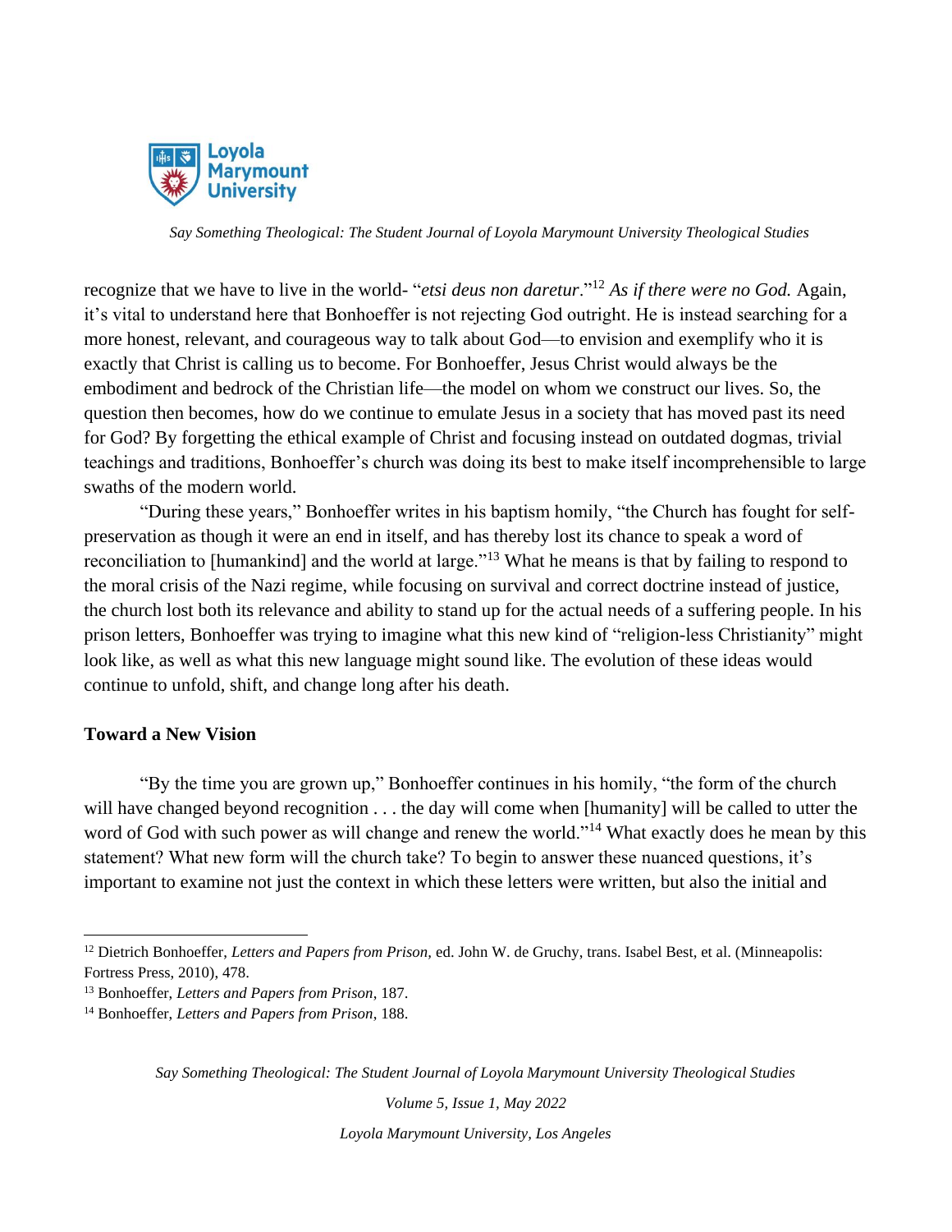recognize that we have to live in the world- "*etsi deus non daretur*."[12] *As if there were no God.* Again, it's vital to understand here that Bonhoeffer is not rejecting God outright. He is instead searching for a more honest, relevant, and courageous way to talk about God—to envision and exemplify who it is exactly that Christ is calling us to become. For Bonhoeffer, Jesus Christ would always be the embodiment and bedrock of the Christian life—the model on whom we construct our lives. So, the question then becomes, how do we continue to emulate Jesus in a society that has moved past its need for God? By forgetting the ethical example of Christ and focusing instead on outdated dogmas, trivial teachings and traditions, Bonhoeffer's church was doing its best to make itself incomprehensible to large swaths of the modern world.

"During these years," Bonhoeffer writes in his baptism homily, "the Church has fought for self-preservation as though it were an end in itself, and has thereby lost its chance to speak a word of reconciliation to [humankind] and the world at large."[13] What he means is that by failing to respond to the moral crisis of the Nazi regime, while focusing on survival and correct doctrine instead of justice, the church lost both its relevance and ability to stand up for the actual needs of a suffering people. In his prison letters, Bonhoeffer was trying to imagine what this new kind of "religion-less Christianity" might look like, as well as what this new language might sound like. The evolution of these ideas would continue to unfold, shift, and change long after his death.

**Toward a New Vision**

"By the time you are grown up," Bonhoeffer continues in his homily, "the form of the church will have changed beyond recognition . . . the day will come when [humanity] will be called to utter the word of God with such power as will change and renew the world."[14] What exactly does he mean by this statement? What new form will the church take? To begin to answer these nuanced questions, it's important to examine not just the context in which these letters were written, but also the initial and

---

[12] Dietrich Bonhoeffer, *Letters and Papers from Prison*, ed. John W. de Gruchy, trans. Isabel Best, et al. (Minneapolis: Fortress Press, 2010), 478.

[13] Bonhoeffer, *Letters and Papers from Prison*, 187.

[14] Bonhoeffer, *Letters and Papers from Prison*, 188.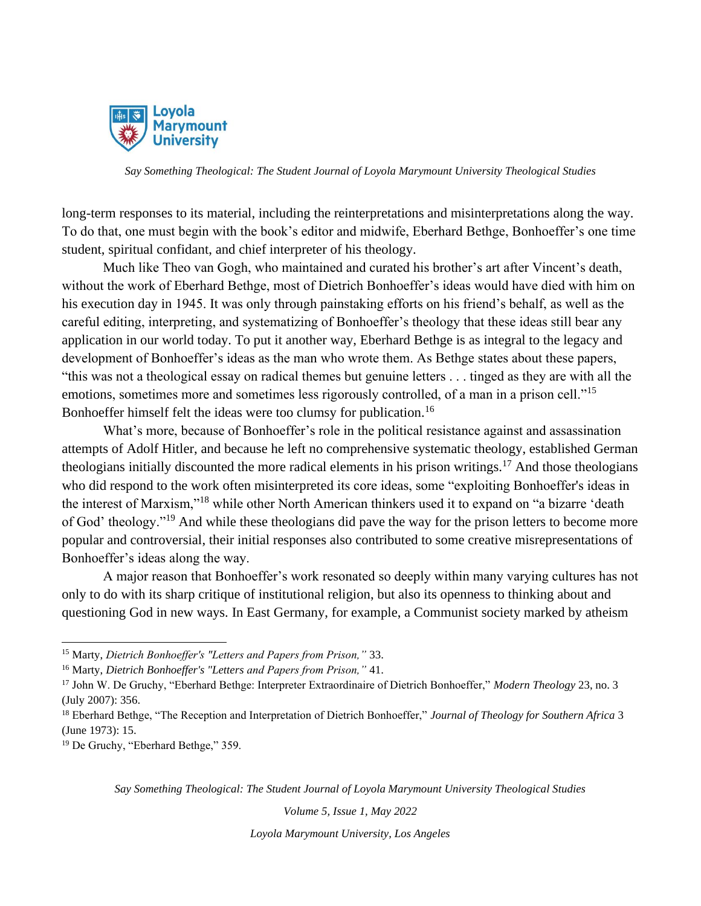long-term responses to its material, including the reinterpretations and misinterpretations along the way. To do that, one must begin with the book's editor and midwife, Eberhard Bethge, Bonhoeffer's one time student, spiritual confidant, and chief interpreter of his theology.

Much like Theo van Gogh, who maintained and curated his brother's art after Vincent's death, without the work of Eberhard Bethge, most of Dietrich Bonhoeffer's ideas would have died with him on his execution day in 1945. It was only through painstaking efforts on his friend's behalf, as well as the careful editing, interpreting, and systematizing of Bonhoeffer's theology that these ideas still bear any application in our world today. To put it another way, Eberhard Bethge is as integral to the legacy and development of Bonhoeffer's ideas as the man who wrote them. As Bethge states about these papers, "this was not a theological essay on radical themes but genuine letters . . . tinged as they are with all the emotions, sometimes more and sometimes less rigorously controlled, of a man in a prison cell."[15] Bonhoeffer himself felt the ideas were too clumsy for publication.[16]

What's more, because of Bonhoeffer's role in the political resistance against and assassination attempts of Adolf Hitler, and because he left no comprehensive systematic theology, established German theologians initially discounted the more radical elements in his prison writings.[17] And those theologians who did respond to the work often misinterpreted its core ideas, some "exploiting Bonhoeffer's ideas in the interest of Marxism,"[18] while other North American thinkers used it to expand on "a bizarre 'death of God' theology."[19] And while these theologians did pave the way for the prison letters to become more popular and controversial, their initial responses also contributed to some creative misrepresentations of Bonhoeffer's ideas along the way.

A major reason that Bonhoeffer's work resonated so deeply within many varying cultures has not only to do with its sharp critique of institutional religion, but also its openness to thinking about and questioning God in new ways. In East Germany, for example, a Communist society marked by atheism

---

[15] Marty, *Dietrich Bonhoeffer's "Letters and Papers from Prison,"* 33.

[16] Marty, *Dietrich Bonhoeffer's "Letters and Papers from Prison,"* 41.

[17] John W. De Gruchy, "Eberhard Bethge: Interpreter Extraordinaire of Dietrich Bonhoeffer," *Modern Theology* 23, no. 3 (July 2007): 356.

[18] Eberhard Bethge, "The Reception and Interpretation of Dietrich Bonhoeffer," *Journal of Theology for Southern Africa* 3 (June 1973): 15.

[19] De Gruchy, "Eberhard Bethge," 359.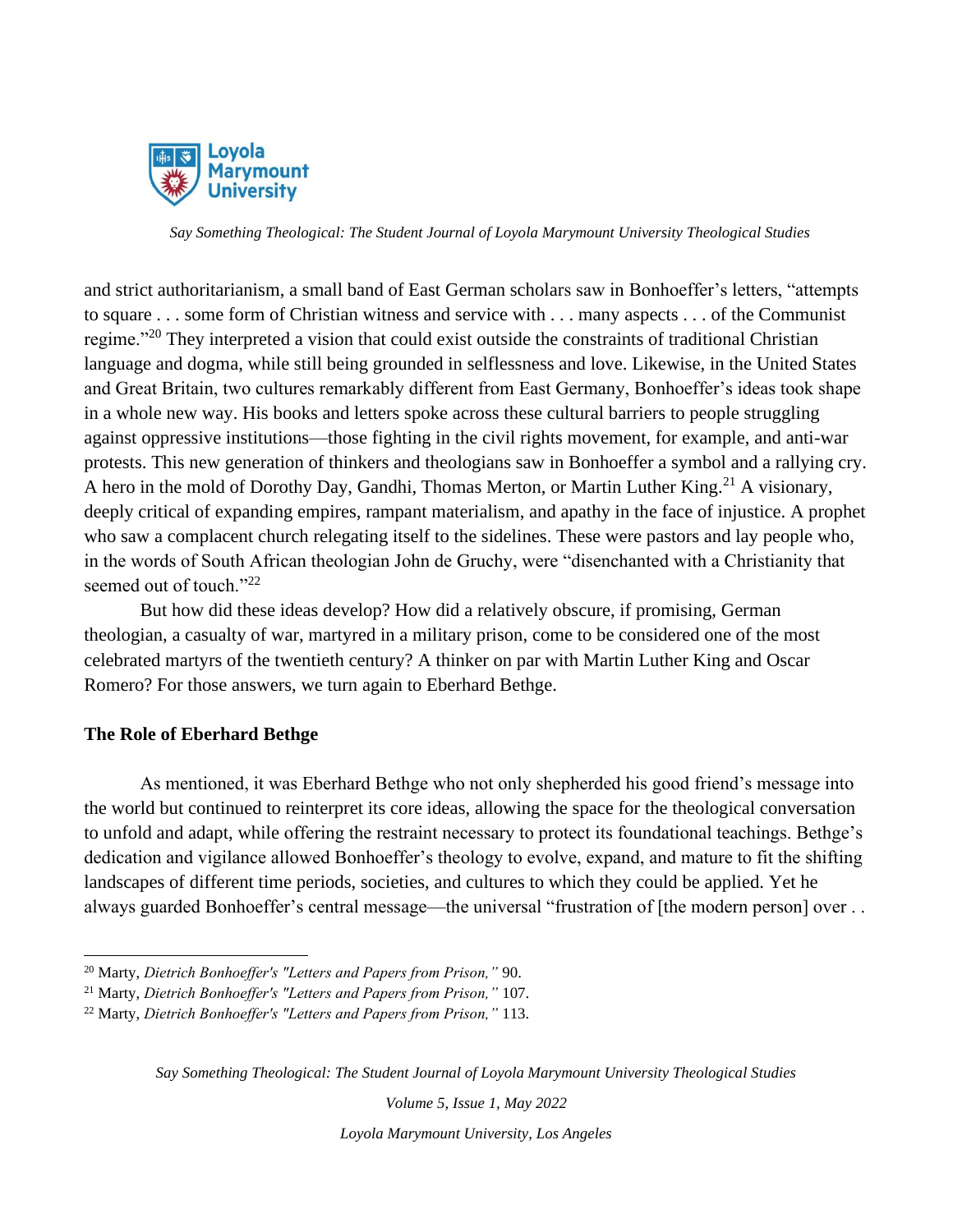and strict authoritarianism, a small band of East German scholars saw in Bonhoeffer's letters, "attempts to square . . . some form of Christian witness and service with . . . many aspects . . . of the Communist regime."[20] They interpreted a vision that could exist outside the constraints of traditional Christian language and dogma, while still being grounded in selflessness and love. Likewise, in the United States and Great Britain, two cultures remarkably different from East Germany, Bonhoeffer's ideas took shape in a whole new way. His books and letters spoke across these cultural barriers to people struggling against oppressive institutions—those fighting in the civil rights movement, for example, and anti-war protests. This new generation of thinkers and theologians saw in Bonhoeffer a symbol and a rallying cry. A hero in the mold of Dorothy Day, Gandhi, Thomas Merton, or Martin Luther King.[21] A visionary, deeply critical of expanding empires, rampant materialism, and apathy in the face of injustice. A prophet who saw a complacent church relegating itself to the sidelines. These were pastors and lay people who, in the words of South African theologian John de Gruchy, were "disenchanted with a Christianity that seemed out of touch."[22]

But how did these ideas develop? How did a relatively obscure, if promising, German theologian, a casualty of war, martyred in a military prison, come to be considered one of the most celebrated martyrs of the twentieth century? A thinker on par with Martin Luther King and Oscar Romero? For those answers, we turn again to Eberhard Bethge.

## The Role of Eberhard Bethge

As mentioned, it was Eberhard Bethge who not only shepherded his good friend's message into the world but continued to reinterpret its core ideas, allowing the space for the theological conversation to unfold and adapt, while offering the restraint necessary to protect its foundational teachings. Bethge's dedication and vigilance allowed Bonhoeffer's theology to evolve, expand, and mature to fit the shifting landscapes of different time periods, societies, and cultures to which they could be applied. Yet he always guarded Bonhoeffer's central message—the universal "frustration of [the modern person] over . .

---

[20] Marty, *Dietrich Bonhoeffer's "Letters and Papers from Prison,"* 90.

[21] Marty, *Dietrich Bonhoeffer's "Letters and Papers from Prison,"* 107.

[22] Marty, *Dietrich Bonhoeffer's "Letters and Papers from Prison,"* 113.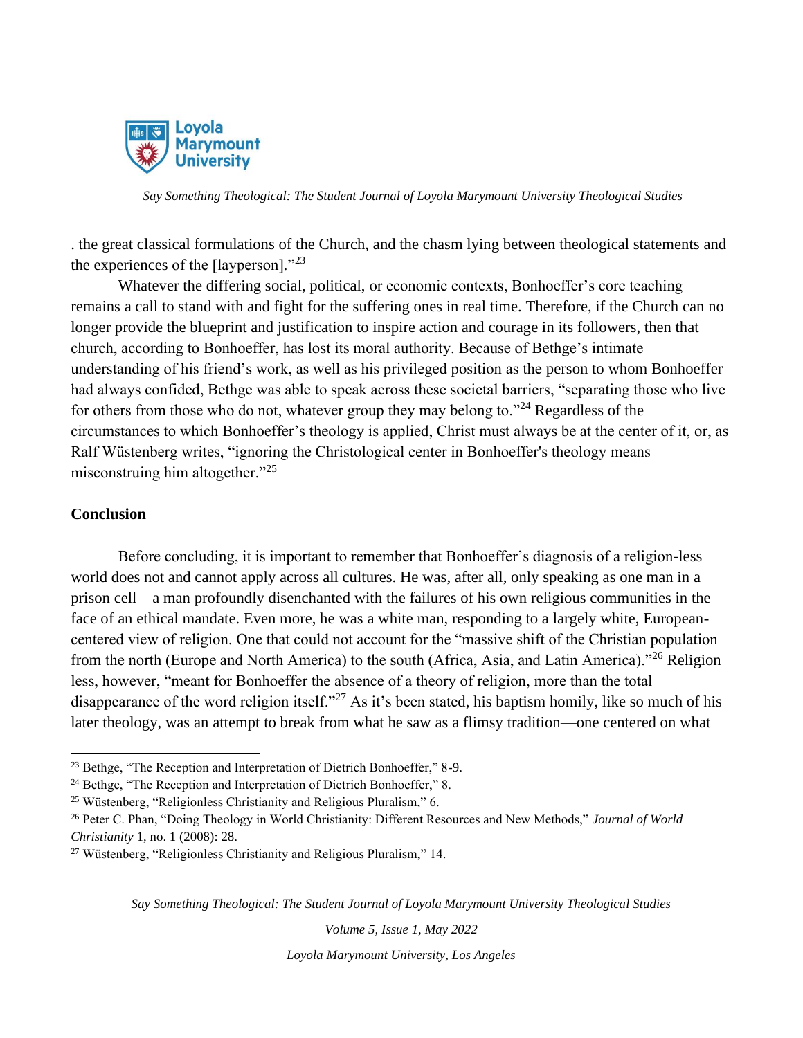. the great classical formulations of the Church, and the chasm lying between theological statements and the experiences of the [layperson]."[23]

Whatever the differing social, political, or economic contexts, Bonhoeffer's core teaching remains a call to stand with and fight for the suffering ones in real time. Therefore, if the Church can no longer provide the blueprint and justification to inspire action and courage in its followers, then that church, according to Bonhoeffer, has lost its moral authority. Because of Bethge's intimate understanding of his friend's work, as well as his privileged position as the person to whom Bonhoeffer had always confided, Bethge was able to speak across these societal barriers, "separating those who live for others from those who do not, whatever group they may belong to."[24] Regardless of the circumstances to which Bonhoeffer's theology is applied, Christ must always be at the center of it, or, as Ralf Wüstenberg writes, "ignoring the Christological center in Bonhoeffer's theology means misconstruing him altogether."[25]

## Conclusion

Before concluding, it is important to remember that Bonhoeffer's diagnosis of a religion-less world does not and cannot apply across all cultures. He was, after all, only speaking as one man in a prison cell—a man profoundly disenchanted with the failures of his own religious communities in the face of an ethical mandate. Even more, he was a white man, responding to a largely white, European-centered view of religion. One that could not account for the "massive shift of the Christian population from the north (Europe and North America) to the south (Africa, Asia, and Latin America)."[26] Religion less, however, "meant for Bonhoeffer the absence of a theory of religion, more than the total disappearance of the word religion itself."[27] As it's been stated, his baptism homily, like so much of his later theology, was an attempt to break from what he saw as a flimsy tradition—one centered on what

---

[23] Bethge, "The Reception and Interpretation of Dietrich Bonhoeffer," 8-9.

[24] Bethge, "The Reception and Interpretation of Dietrich Bonhoeffer," 8.

[25] Wüstenberg, "Religionless Christianity and Religious Pluralism," 6.

[26] Peter C. Phan, "Doing Theology in World Christianity: Different Resources and New Methods," *Journal of World Christianity* 1, no. 1 (2008): 28.

[27] Wüstenberg, "Religionless Christianity and Religious Pluralism," 14.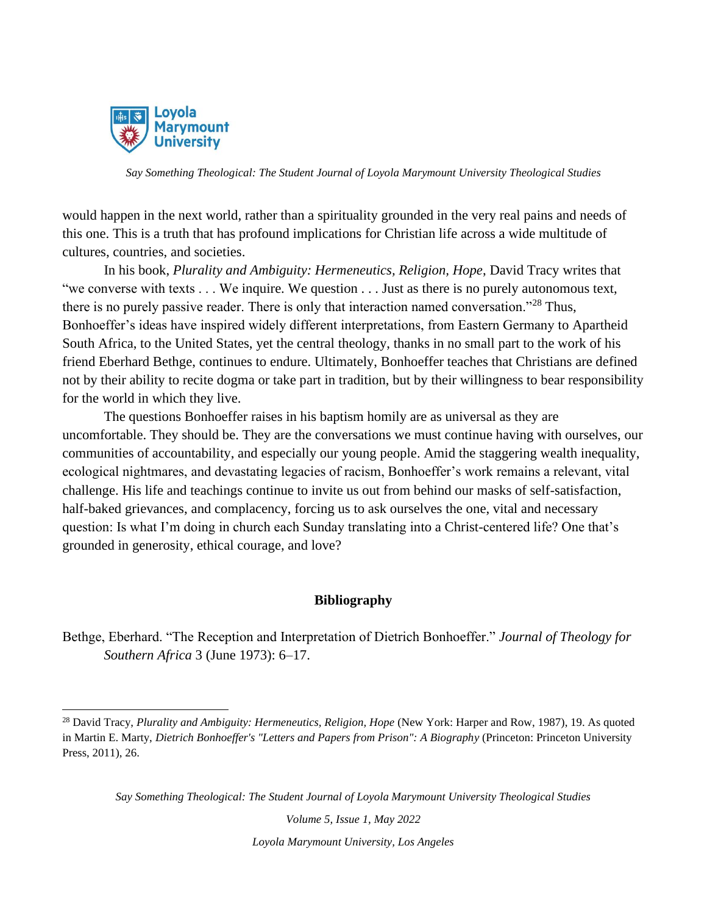would happen in the next world, rather than a spirituality grounded in the very real pains and needs of this one. This is a truth that has profound implications for Christian life across a wide multitude of cultures, countries, and societies.

In his book, *Plurality and Ambiguity: Hermeneutics, Religion, Hope*, David Tracy writes that "we converse with texts . . . We inquire. We question . . . Just as there is no purely autonomous text, there is no purely passive reader. There is only that interaction named conversation."[28] Thus, Bonhoeffer's ideas have inspired widely different interpretations, from Eastern Germany to Apartheid South Africa, to the United States, yet the central theology, thanks in no small part to the work of his friend Eberhard Bethge, continues to endure. Ultimately, Bonhoeffer teaches that Christians are defined not by their ability to recite dogma or take part in tradition, but by their willingness to bear responsibility for the world in which they live.

The questions Bonhoeffer raises in his baptism homily are as universal as they are uncomfortable. They should be. They are the conversations we must continue having with ourselves, our communities of accountability, and especially our young people. Amid the staggering wealth inequality, ecological nightmares, and devastating legacies of racism, Bonhoeffer's work remains a relevant, vital challenge. His life and teachings continue to invite us out from behind our masks of self-satisfaction, half-baked grievances, and complacency, forcing us to ask ourselves the one, vital and necessary question: Is what I'm doing in church each Sunday translating into a Christ-centered life? One that's grounded in generosity, ethical courage, and love?

## Bibliography

Bethge, Eberhard. "The Reception and Interpretation of Dietrich Bonhoeffer." *Journal of Theology for Southern Africa* 3 (June 1973): 6–17.

---

[28] David Tracy, *Plurality and Ambiguity: Hermeneutics, Religion, Hope* (New York: Harper and Row, 1987), 19. As quoted in Martin E. Marty, *Dietrich Bonhoeffer's "Letters and Papers from Prison": A Biography* (Princeton: Princeton University Press, 2011), 26.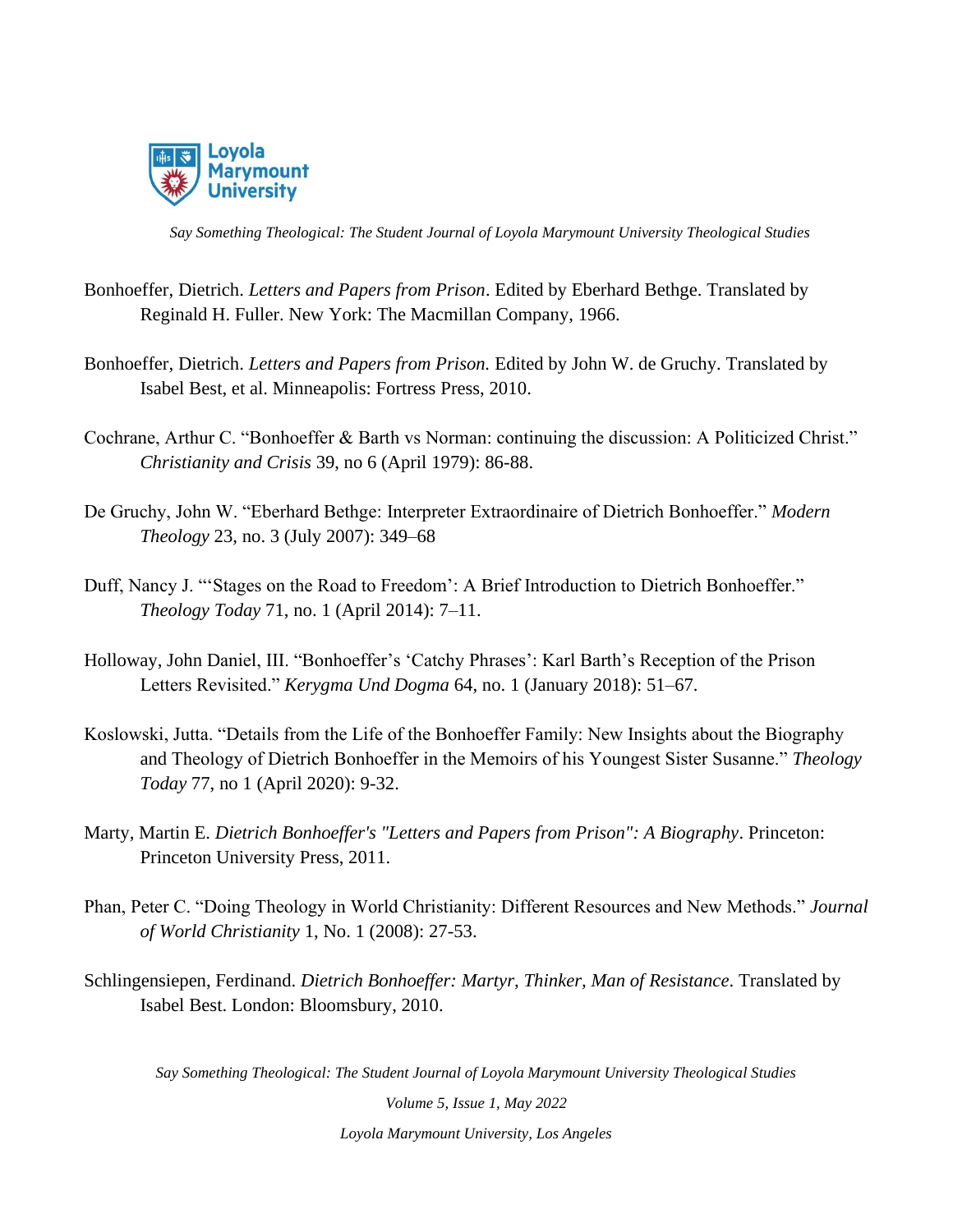Bonhoeffer, Dietrich. *Letters and Papers from Prison*. Edited by Eberhard Bethge. Translated by Reginald H. Fuller. New York: The Macmillan Company, 1966.

Bonhoeffer, Dietrich. *Letters and Papers from Prison.* Edited by John W. de Gruchy. Translated by Isabel Best, et al. Minneapolis: Fortress Press, 2010.

Cochrane, Arthur C. "Bonhoeffer & Barth vs Norman: continuing the discussion: A Politicized Christ." *Christianity and Crisis* 39, no 6 (April 1979): 86-88.

De Gruchy, John W. "Eberhard Bethge: Interpreter Extraordinaire of Dietrich Bonhoeffer." *Modern Theology* 23, no. 3 (July 2007): 349–68

Duff, Nancy J. "'Stages on the Road to Freedom': A Brief Introduction to Dietrich Bonhoeffer." *Theology Today* 71, no. 1 (April 2014): 7–11.

Holloway, John Daniel, III. "Bonhoeffer's 'Catchy Phrases': Karl Barth's Reception of the Prison Letters Revisited." *Kerygma Und Dogma* 64, no. 1 (January 2018): 51–67.

Koslowski, Jutta. "Details from the Life of the Bonhoeffer Family: New Insights about the Biography and Theology of Dietrich Bonhoeffer in the Memoirs of his Youngest Sister Susanne." *Theology Today* 77, no 1 (April 2020): 9-32.

Marty, Martin E. *Dietrich Bonhoeffer's "Letters and Papers from Prison": A Biography*. Princeton: Princeton University Press, 2011.

Phan, Peter C. "Doing Theology in World Christianity: Different Resources and New Methods." *Journal of World Christianity* 1, No. 1 (2008): 27-53.

Schlingensiepen, Ferdinand. *Dietrich Bonhoeffer: Martyr, Thinker, Man of Resistance*. Translated by Isabel Best. London: Bloomsbury, 2010.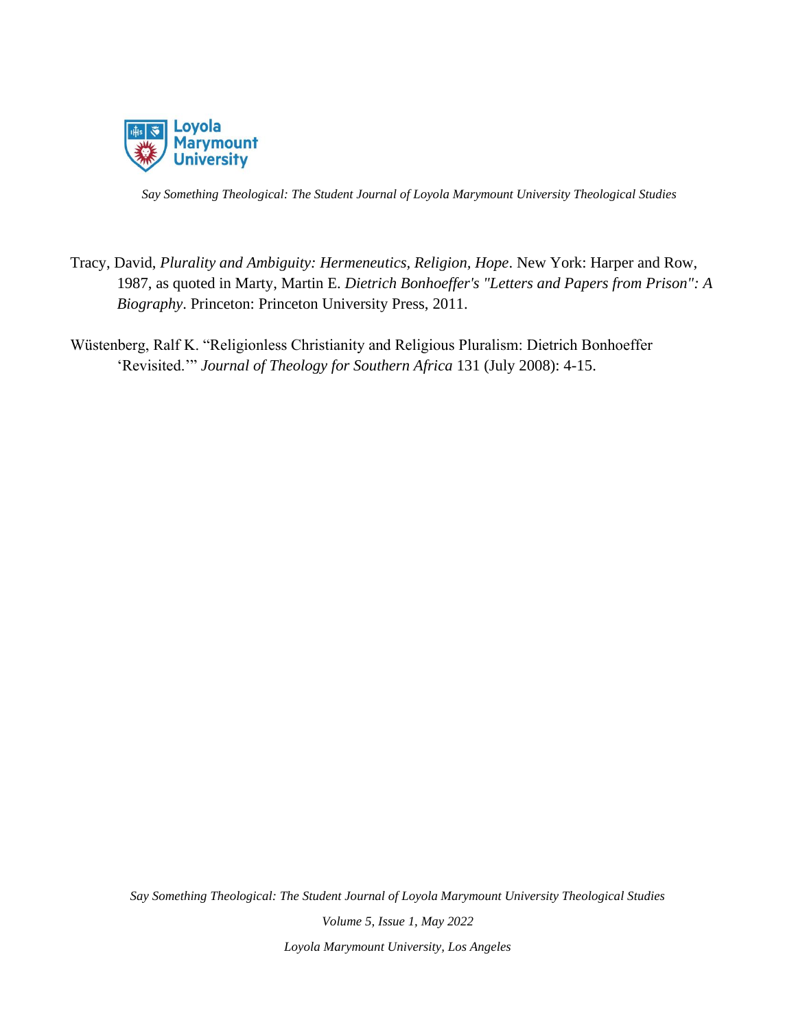Tracy, David, *Plurality and Ambiguity: Hermeneutics, Religion, Hope*. New York: Harper and Row, 1987, as quoted in Marty, Martin E. *Dietrich Bonhoeffer's "Letters and Papers from Prison": A Biography*. Princeton: Princeton University Press, 2011.

Wüstenberg, Ralf K. "Religionless Christianity and Religious Pluralism: Dietrich Bonhoeffer 'Revisited.'" *Journal of Theology for Southern Africa* 131 (July 2008): 4-15.